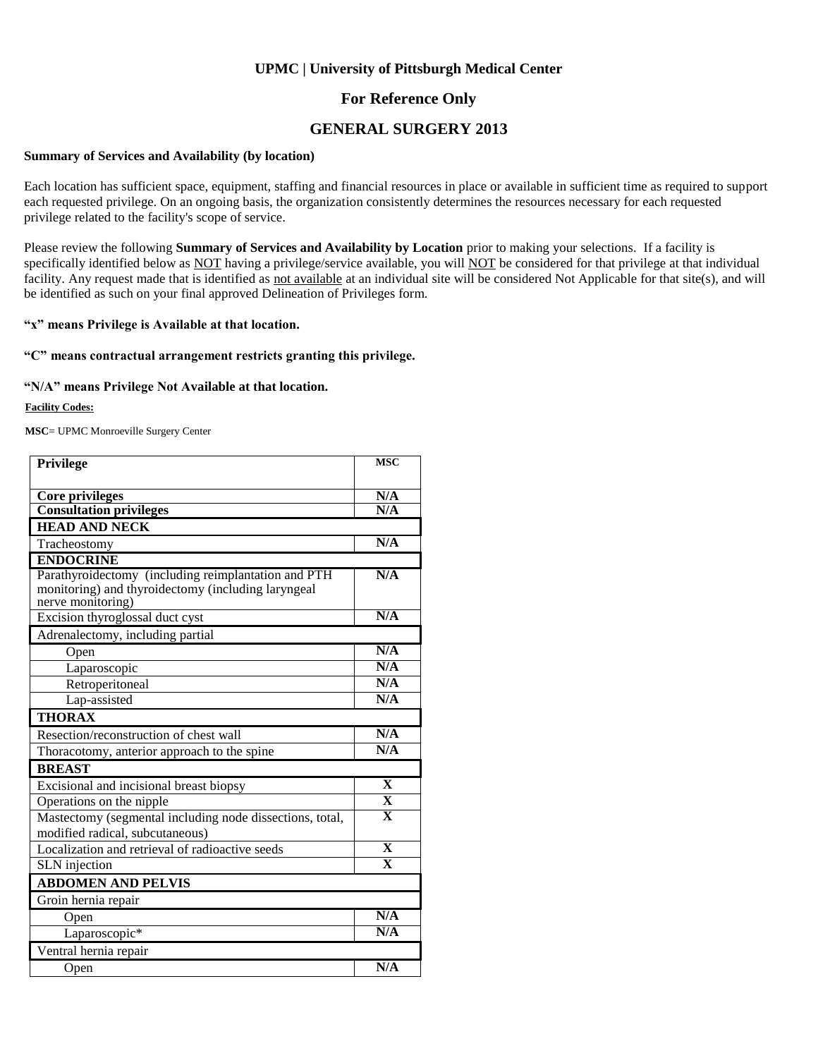# UPMC | University of Pittsburgh Medical Center

## For Reference Only

## GENERAL SURGERY 2013

**Summary of Services and Availability (by location)**

Each location has sufficient space, equipment, staffing and financial resources in place or available in sufficient time as required to support each requested privilege. On an ongoing basis, the organization consistently determines the resources necessary for each requested privilege related to the facility's scope of service.

Please review the following **Summary of Services and Availability by Location** prior to making your selections. If a facility is specifically identified below as NOT having a privilege/service available, you will NOT be considered for that privilege at that individual facility. Any request made that is identified as not available at an individual site will be considered Not Applicable for that site(s), and will be identified as such on your final approved Delineation of Privileges form.

**"x" means Privilege is Available at that location.**

**"C" means contractual arrangement restricts granting this privilege.**

**"N/A" means Privilege Not Available at that location.**

**Facility Codes:**

**MSC**= UPMC Monroeville Surgery Center

| Privilege | MSC |
|---|---|
| **Core privileges** | N/A |
| **Consultation privileges** | N/A |
| **HEAD AND NECK** | |
| Tracheostomy | N/A |
| **ENDOCRINE** | |
| Parathyroidectomy (including reimplantation and PTH monitoring) and thyroidectomy (including laryngeal nerve monitoring) | N/A |
| Excision thyroglossal duct cyst | N/A |
| Adrenalectomy, including partial | |
| Open | N/A |
| Laparoscopic | N/A |
| Retroperitoneal | N/A |
| Lap-assisted | N/A |
| **THORAX** | |
| Resection/reconstruction of chest wall | N/A |
| Thoracotomy, anterior approach to the spine | N/A |
| **BREAST** | |
| Excisional and incisional breast biopsy | X |
| Operations on the nipple | X |
| Mastectomy (segmental including node dissections, total, modified radical, subcutaneous) | X |
| Localization and retrieval of radioactive seeds | X |
| SLN injection | X |
| **ABDOMEN AND PELVIS** | |
| Groin hernia repair | |
| Open | N/A |
| Laparoscopic* | N/A |
| Ventral hernia repair | |
| Open | N/A |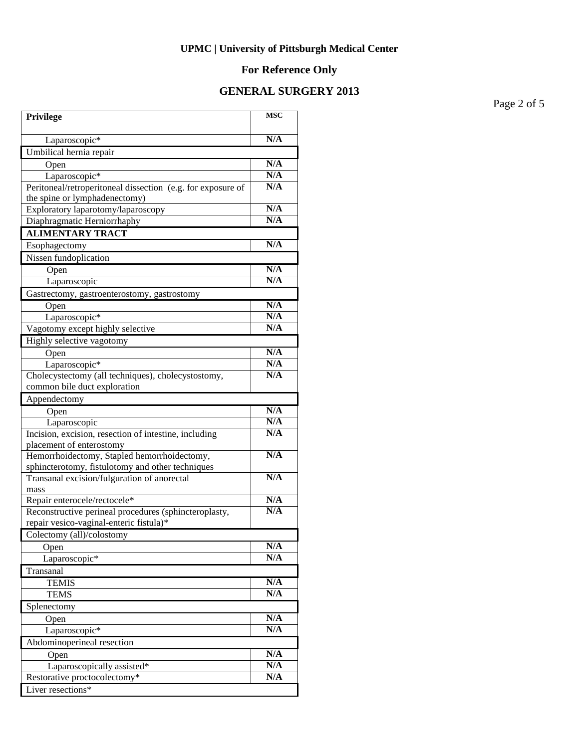**UPMC | University of Pittsburgh Medical Center**

**For Reference Only**

**GENERAL SURGERY 2013**

| Privilege | MSC |
|---|---|
| Laparoscopic* | N/A |
| Umbilical hernia repair | |
| Open | N/A |
| Laparoscopic* | N/A |
| Peritoneal/retroperitoneal dissection (e.g. for exposure of the spine or lymphadenectomy) | N/A |
| Exploratory laparotomy/laparoscopy | N/A |
| Diaphragmatic Herniorrhaphy | N/A |
| **ALIMENTARY TRACT** | |
| Esophagectomy | N/A |
| Nissen fundoplication | |
| Open | N/A |
| Laparoscopic | N/A |
| Gastrectomy, gastroenterostomy, gastrostomy | |
| Open | N/A |
| Laparoscopic* | N/A |
| Vagotomy except highly selective | N/A |
| Highly selective vagotomy | |
| Open | N/A |
| Laparoscopic* | N/A |
| Cholecystectomy (all techniques), cholecystostomy, common bile duct exploration | N/A |
| Appendectomy | |
| Open | N/A |
| Laparoscopic | N/A |
| Incision, excision, resection of intestine, including placement of enterostomy | N/A |
| Hemorrhoidectomy, Stapled hemorrhoidectomy, sphincterotomy, fistulotomy and other techniques | N/A |
| Transanal excision/fulguration of anorectal mass | N/A |
| Repair enterocele/rectocele* | N/A |
| Reconstructive perineal procedures (sphincteroplasty, repair vesico-vaginal-enteric fistula)* | N/A |
| Colectomy (all)/colostomy | |
| Open | N/A |
| Laparoscopic* | N/A |
| Transanal | |
| TEMIS | N/A |
| TEMS | N/A |
| Splenectomy | |
| Open | N/A |
| Laparoscopic* | N/A |
| Abdominoperineal resection | |
| Open | N/A |
| Laparoscopically assisted* | N/A |
| Restorative proctocolectomy* | N/A |
| Liver resections* | |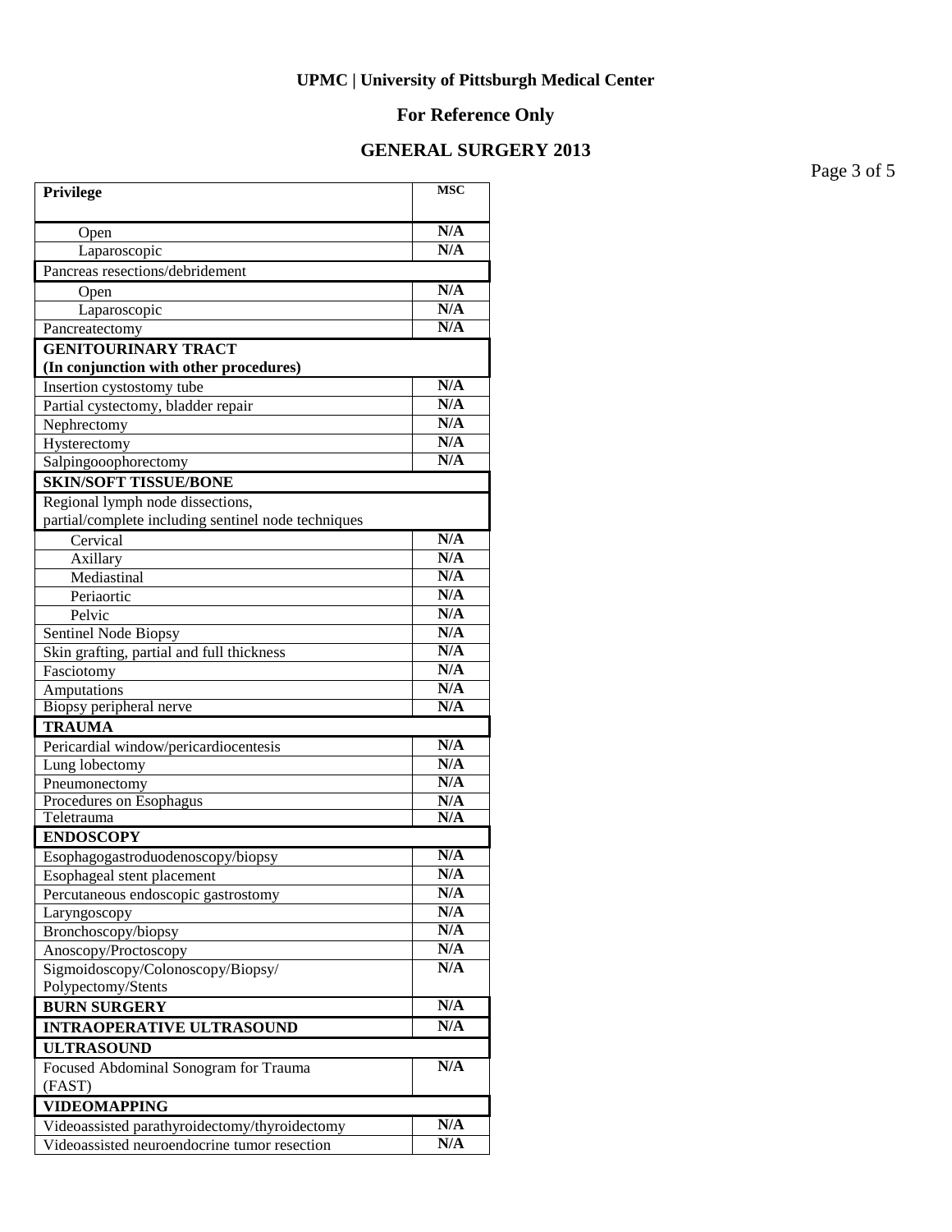**UPMC | University of Pittsburgh Medical Center**

**For Reference Only**

**GENERAL SURGERY 2013**

| **Privilege** | **MSC** |
|---|---|
| Open | **N/A** |
| Laparoscopic | **N/A** |
| Pancreas resections/debridement | |
| Open | **N/A** |
| Laparoscopic | **N/A** |
| Pancreatectomy | **N/A** |
| **GENITOURINARY TRACT (In conjunction with other procedures)** | |
| Insertion cystostomy tube | **N/A** |
| Partial cystectomy, bladder repair | **N/A** |
| Nephrectomy | **N/A** |
| Hysterectomy | **N/A** |
| Salpingooophorectomy | **N/A** |
| **SKIN/SOFT TISSUE/BONE** | |
| Regional lymph node dissections, partial/complete including sentinel node techniques | |
| Cervical | **N/A** |
| Axillary | **N/A** |
| Mediastinal | **N/A** |
| Periaortic | **N/A** |
| Pelvic | **N/A** |
| Sentinel Node Biopsy | **N/A** |
| Skin grafting, partial and full thickness | **N/A** |
| Fasciotomy | **N/A** |
| Amputations | **N/A** |
| Biopsy peripheral nerve | **N/A** |
| **TRAUMA** | |
| Pericardial window/pericardiocentesis | **N/A** |
| Lung lobectomy | **N/A** |
| Pneumonectomy | **N/A** |
| Procedures on Esophagus | **N/A** |
| Teletrauma | **N/A** |
| **ENDOSCOPY** | |
| Esophagogastroduodenoscopy/biopsy | **N/A** |
| Esophageal stent placement | **N/A** |
| Percutaneous endoscopic gastrostomy | **N/A** |
| Laryngoscopy | **N/A** |
| Bronchoscopy/biopsy | **N/A** |
| Anoscopy/Proctoscopy | **N/A** |
| Sigmoidoscopy/Colonoscopy/Biopsy/ Polypectomy/Stents | **N/A** |
| **BURN SURGERY** | **N/A** |
| **INTRAOPERATIVE ULTRASOUND** | **N/A** |
| **ULTRASOUND** | |
| Focused Abdominal Sonogram for Trauma (FAST) | **N/A** |
| **VIDEOMAPPING** | |
| Videoassisted parathyroidectomy/thyroidectomy | **N/A** |
| Videoassisted neuroendocrine tumor resection | **N/A** |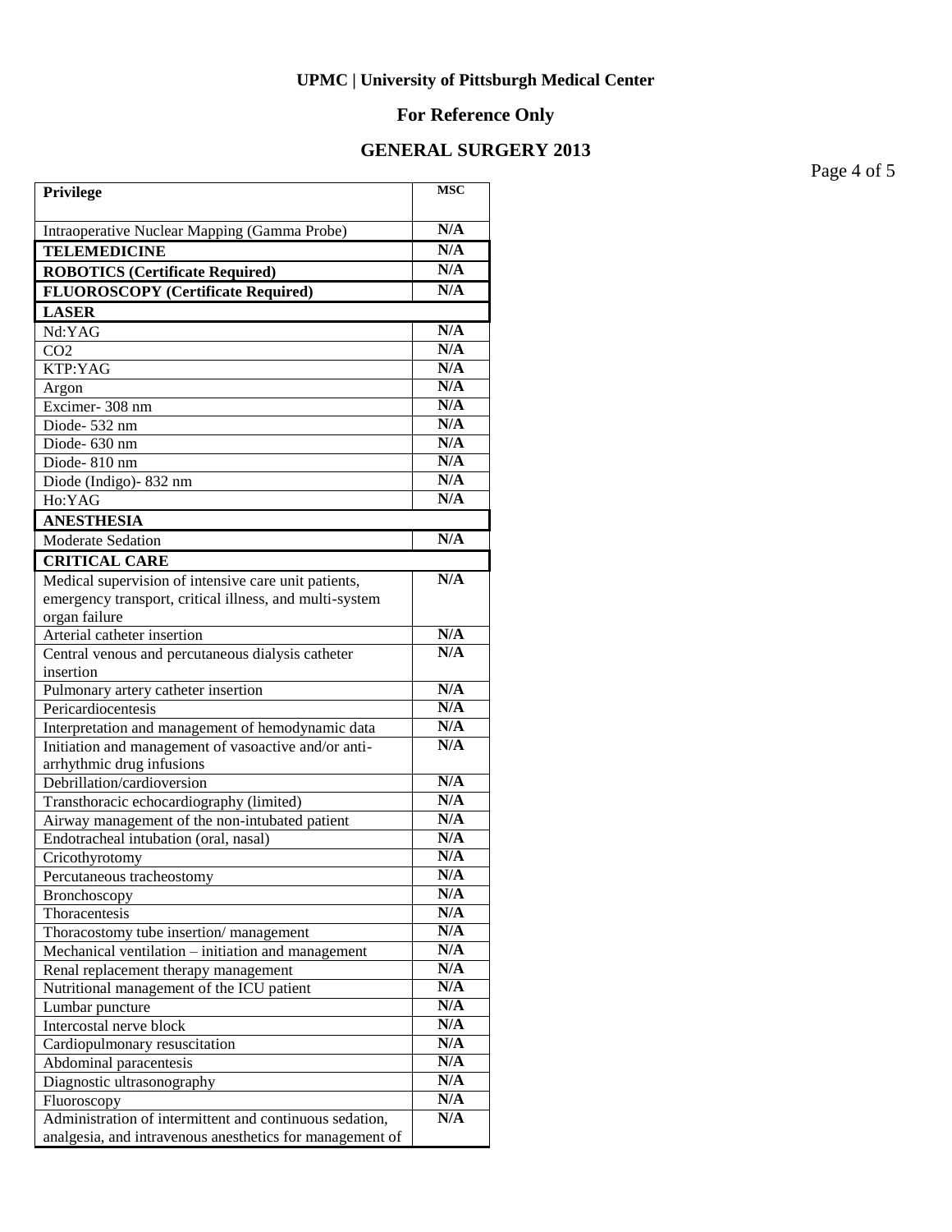**UPMC | University of Pittsburgh Medical Center**

**For Reference Only**

**GENERAL SURGERY 2013**

| Privilege | MSC |
|---|---|
| Intraoperative Nuclear Mapping (Gamma Probe) | N/A |
| **TELEMEDICINE** | N/A |
| **ROBOTICS (Certificate Required)** | N/A |
| **FLUOROSCOPY (Certificate Required)** | N/A |
| **LASER** | |
| Nd:YAG | N/A |
| CO2 | N/A |
| KTP:YAG | N/A |
| Argon | N/A |
| Excimer- 308 nm | N/A |
| Diode- 532 nm | N/A |
| Diode- 630 nm | N/A |
| Diode- 810 nm | N/A |
| Diode (Indigo)- 832 nm | N/A |
| Ho:YAG | N/A |
| **ANESTHESIA** | |
| Moderate Sedation | N/A |
| **CRITICAL CARE** | |
| Medical supervision of intensive care unit patients, emergency transport, critical illness, and multi-system organ failure | N/A |
| Arterial catheter insertion | N/A |
| Central venous and percutaneous dialysis catheter insertion | N/A |
| Pulmonary artery catheter insertion | N/A |
| Pericardiocentesis | N/A |
| Interpretation and management of hemodynamic data | N/A |
| Initiation and management of vasoactive and/or anti-arrhythmic drug infusions | N/A |
| Debrillation/cardioversion | N/A |
| Transthoracic echocardiography (limited) | N/A |
| Airway management of the non-intubated patient | N/A |
| Endotracheal intubation (oral, nasal) | N/A |
| Cricothyrotomy | N/A |
| Percutaneous tracheostomy | N/A |
| Bronchoscopy | N/A |
| Thoracentesis | N/A |
| Thoracostomy tube insertion/ management | N/A |
| Mechanical ventilation – initiation and management | N/A |
| Renal replacement therapy management | N/A |
| Nutritional management of the ICU patient | N/A |
| Lumbar puncture | N/A |
| Intercostal nerve block | N/A |
| Cardiopulmonary resuscitation | N/A |
| Abdominal paracentesis | N/A |
| Diagnostic ultrasonography | N/A |
| Fluoroscopy | N/A |
| Administration of intermittent and continuous sedation, analgesia, and intravenous anesthetics for management of | N/A |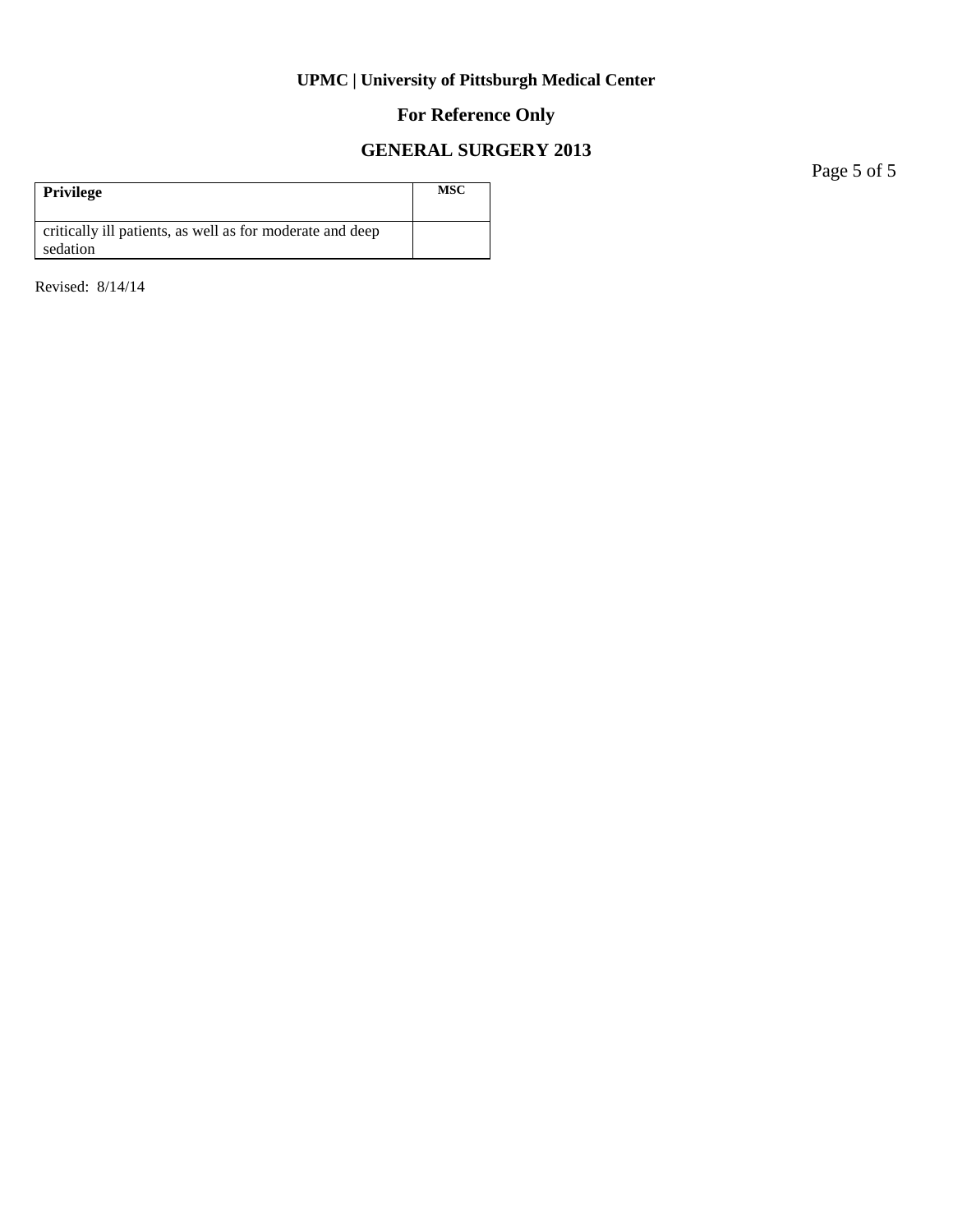| Privilege | MSC |
| --- | --- |
| critically ill patients, as well as for moderate and deep sedation | |

Revised: 8/14/14